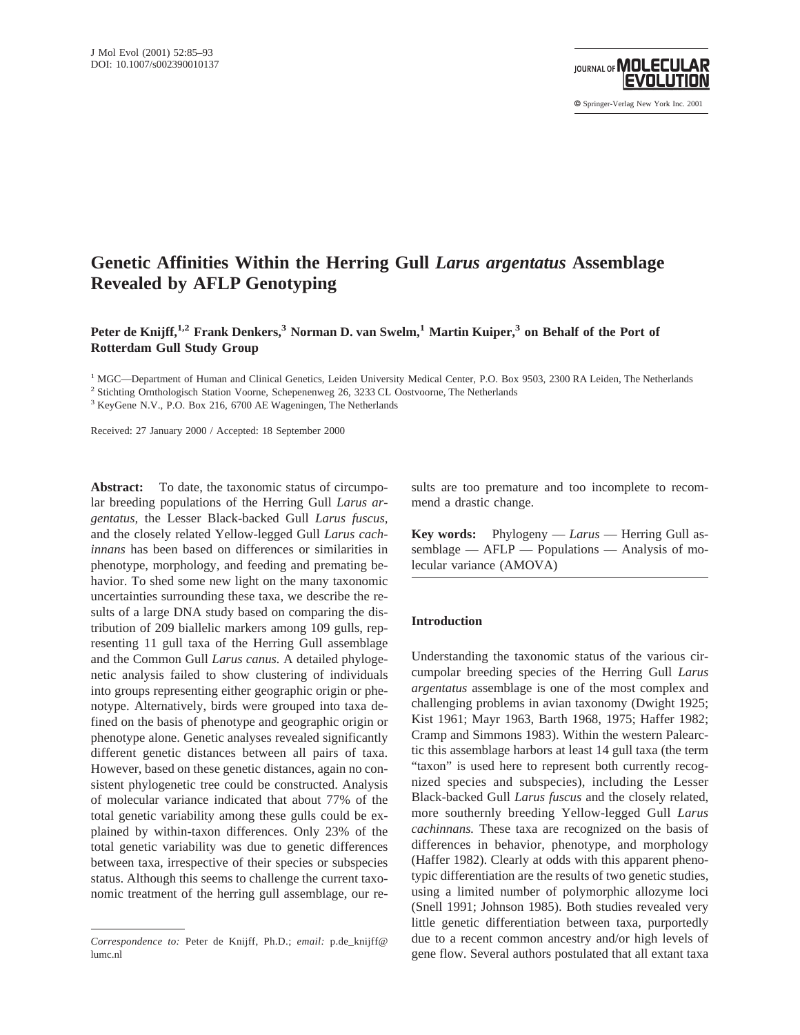# Genetic Affinities Within the Herring Gull *Larus argentatus* Assemblage Revealed by AFLP Genotyping

**Peter de Knijff,[1,2] Frank Denkers,[3] Norman D. van Swelm,[1] Martin Kuiper,[3] on Behalf of the Port of Rotterdam Gull Study Group**

[1] MGC—Department of Human and Clinical Genetics, Leiden University Medical Center, P.O. Box 9503, 2300 RA Leiden, The Netherlands
[2] Stichting Ornthologisch Station Voorne, Schepenenweg 26, 3233 CL Oostvoorne, The Netherlands
[3] KeyGene N.V., P.O. Box 216, 6700 AE Wageningen, The Netherlands

Received: 27 January 2000 / Accepted: 18 September 2000

**Abstract:** To date, the taxonomic status of circumpolar breeding populations of the Herring Gull *Larus argentatus,* the Lesser Black-backed Gull *Larus fuscus,* and the closely related Yellow-legged Gull *Larus cachinnans* has been based on differences or similarities in phenotype, morphology, and feeding and premating behavior. To shed some new light on the many taxonomic uncertainties surrounding these taxa, we describe the results of a large DNA study based on comparing the distribution of 209 biallelic markers among 109 gulls, representing 11 gull taxa of the Herring Gull assemblage and the Common Gull *Larus canus.* A detailed phylogenetic analysis failed to show clustering of individuals into groups representing either geographic origin or phenotype. Alternatively, birds were grouped into taxa defined on the basis of phenotype and geographic origin or phenotype alone. Genetic analyses revealed significantly different genetic distances between all pairs of taxa. However, based on these genetic distances, again no consistent phylogenetic tree could be constructed. Analysis of molecular variance indicated that about 77% of the total genetic variability among these gulls could be explained by within-taxon differences. Only 23% of the total genetic variability was due to genetic differences between taxa, irrespective of their species or subspecies status. Although this seems to challenge the current taxonomic treatment of the herring gull assemblage, our results are too premature and too incomplete to recommend a drastic change.

**Key words:** Phylogeny — *Larus* — Herring Gull assemblage — AFLP — Populations — Analysis of molecular variance (AMOVA)

*Correspondence to:* Peter de Knijff, Ph.D.; *email:* p.de_knijff@lumc.nl

## Introduction

Understanding the taxonomic status of the various circumpolar breeding species of the Herring Gull *Larus argentatus* assemblage is one of the most complex and challenging problems in avian taxonomy (Dwight 1925; Kist 1961; Mayr 1963, Barth 1968, 1975; Haffer 1982; Cramp and Simmons 1983). Within the western Palearctic this assemblage harbors at least 14 gull taxa (the term "taxon" is used here to represent both currently recognized species and subspecies), including the Lesser Black-backed Gull *Larus fuscus* and the closely related, more southernly breeding Yellow-legged Gull *Larus cachinnans.* These taxa are recognized on the basis of differences in behavior, phenotype, and morphology (Haffer 1982). Clearly at odds with this apparent phenotypic differentiation are the results of two genetic studies, using a limited number of polymorphic allozyme loci (Snell 1991; Johnson 1985). Both studies revealed very little genetic differentiation between taxa, purportedly due to a recent common ancestry and/or high levels of gene flow. Several authors postulated that all extant taxa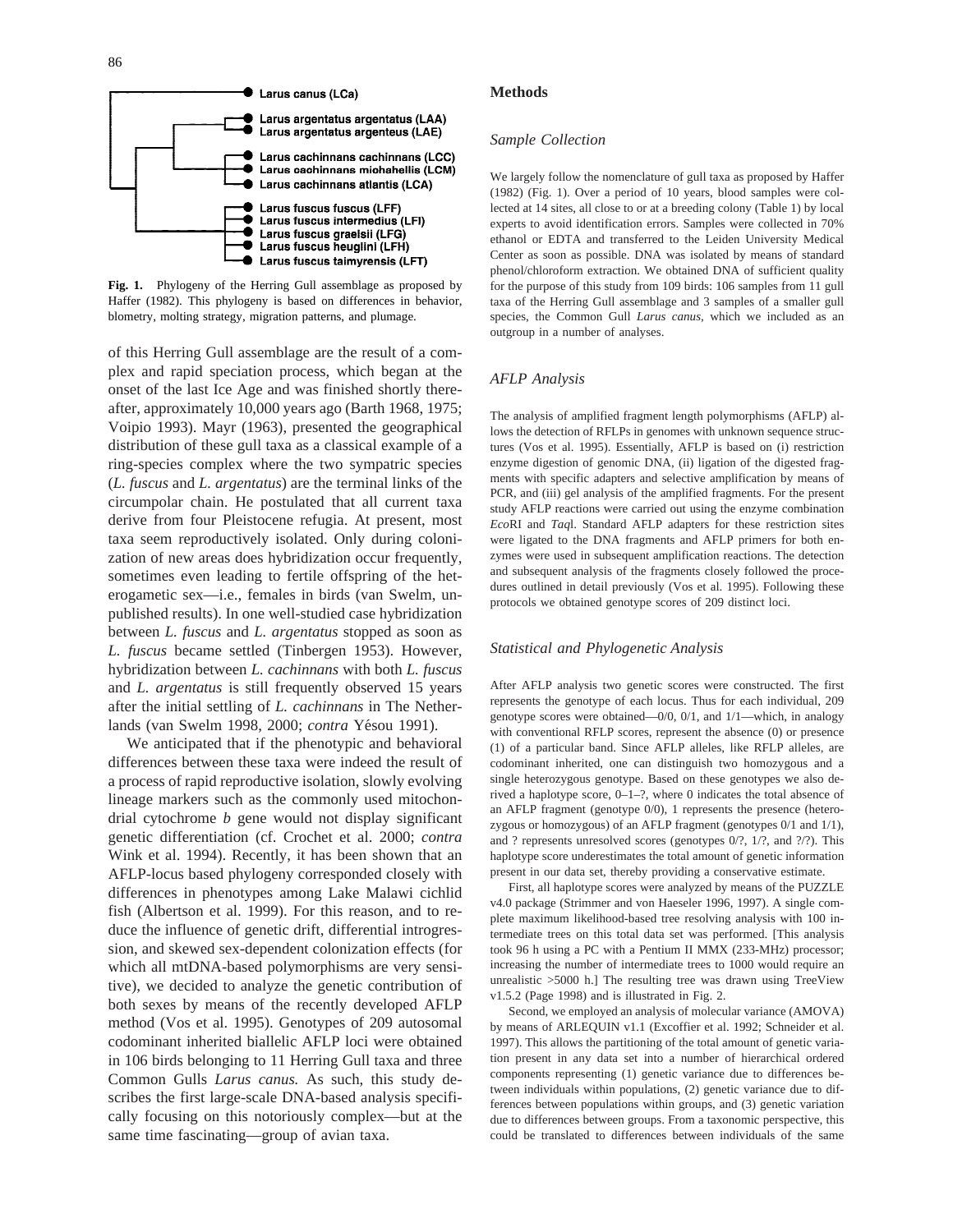Larus canus (LCa)

Larus argentatus argentatus (LAA)
Larus argentatus argenteus (LAE)

Larus cachinnans cachinnans (LCC)
Larus cachinnans michahellis (LCM)
Larus cachinnans atlantis (LCA)

Larus fuscus fuscus (LFF)
Larus fuscus intermedius (LFI)
Larus fuscus graelsii (LFG)
Larus fuscus heuglini (LFH)
Larus fuscus taimyrensis (LFT)

**Fig. 1.** Phylogeny of the Herring Gull assemblage as proposed by Haffer (1982). This phylogeny is based on differences in behavior, biometry, molting strategy, migration patterns, and plumage.

of this Herring Gull assemblage are the result of a complex and rapid speciation process, which began at the onset of the last Ice Age and was finished shortly thereafter, approximately 10,000 years ago (Barth 1968, 1975; Voipio 1993). Mayr (1963), presented the geographical distribution of these gull taxa as a classical example of a ring-species complex where the two sympatric species (*L. fuscus* and *L. argentatus*) are the terminal links of the circumpolar chain. He postulated that all current taxa derive from four Pleistocene refugia. At present, most taxa seem reproductively isolated. Only during colonization of new areas does hybridization occur frequently, sometimes even leading to fertile offspring of the heterogametic sex—i.e., females in birds (van Swelm, unpublished results). In one well-studied case hybridization between *L. fuscus* and *L. argentatus* stopped as soon as *L. fuscus* became settled (Tinbergen 1953). However, hybridization between *L. cachinnans* with both *L. fuscus* and *L. argentatus* is still frequently observed 15 years after the initial settling of *L. cachinnans* in The Netherlands (van Swelm 1998, 2000; *contra* Yésou 1991).

We anticipated that if the phenotypic and behavioral differences between these taxa were indeed the result of a process of rapid reproductive isolation, slowly evolving lineage markers such as the commonly used mitochondrial cytochrome *b* gene would not display significant genetic differentiation (cf. Crochet et al. 2000; *contra* Wink et al. 1994). Recently, it has been shown that an AFLP-locus based phylogeny corresponded closely with differences in phenotypes among Lake Malawi cichlid fish (Albertson et al. 1999). For this reason, and to reduce the influence of genetic drift, differential introgression, and skewed sex-dependent colonization effects (for which all mtDNA-based polymorphisms are very sensitive), we decided to analyze the genetic contribution of both sexes by means of the recently developed AFLP method (Vos et al. 1995). Genotypes of 209 autosomal codominant inherited biallelic AFLP loci were obtained in 106 birds belonging to 11 Herring Gull taxa and three Common Gulls *Larus canus.* As such, this study describes the first large-scale DNA-based analysis specifically focusing on this notoriously complex—but at the same time fascinating—group of avian taxa.

## Methods

### Sample Collection

We largely follow the nomenclature of gull taxa as proposed by Haffer (1982) (Fig. 1). Over a period of 10 years, blood samples were collected at 14 sites, all close to or at a breeding colony (Table 1) by local experts to avoid identification errors. Samples were collected in 70% ethanol or EDTA and transferred to the Leiden University Medical Center as soon as possible. DNA was isolated by means of standard phenol/chloroform extraction. We obtained DNA of sufficient quality for the purpose of this study from 109 birds: 106 samples from 11 gull taxa of the Herring Gull assemblage and 3 samples of a smaller gull species, the Common Gull *Larus canus*, which we included as an outgroup in a number of analyses.

### AFLP Analysis

The analysis of amplified fragment length polymorphisms (AFLP) allows the detection of RFLPs in genomes with unknown sequence structures (Vos et al. 1995). Essentially, AFLP is based on (i) restriction enzyme digestion of genomic DNA, (ii) ligation of the digested fragments with specific adapters and selective amplification by means of PCR, and (iii) gel analysis of the amplified fragments. For the present study AFLP reactions were carried out using the enzyme combination *Eco*RI and *Taq*I. Standard AFLP adapters for these restriction sites were ligated to the DNA fragments and AFLP primers for both enzymes were used in subsequent amplification reactions. The detection and subsequent analysis of the fragments closely followed the procedures outlined in detail previously (Vos et al. 1995). Following these protocols we obtained genotype scores of 209 distinct loci.

### Statistical and Phylogenetic Analysis

After AFLP analysis two genetic scores were constructed. The first represents the genotype of each locus. Thus for each individual, 209 genotype scores were obtained—0/0, 0/1, and 1/1—which, in analogy with conventional RFLP scores, represent the absence (0) or presence (1) of a particular band. Since AFLP alleles, like RFLP alleles, are codominant inherited, one can distinguish two homozygous and a single heterozygous genotype. Based on these genotypes we also derived a haplotype score, 0–1–?, where 0 indicates the total absence of an AFLP fragment (genotype 0/0), 1 represents the presence (heterozygous or homozygous) of an AFLP fragment (genotypes 0/1 and 1/1), and ? represents unresolved scores (genotypes 0/?, 1/?, and ?/?). This haplotype score underestimates the total amount of genetic information present in our data set, thereby providing a conservative estimate.

First, all haplotype scores were analyzed by means of the PUZZLE v4.0 package (Strimmer and von Haeseler 1996, 1997). A single complete maximum likelihood-based tree resolving analysis with 100 intermediate trees on this total data set was performed. [This analysis took 96 h using a PC with a Pentium II MMX (233-MHz) processor; increasing the number of intermediate trees to 1000 would require an unrealistic >5000 h.] The resulting tree was drawn using TreeView v1.5.2 (Page 1998) and is illustrated in Fig. 2.

Second, we employed an analysis of molecular variance (AMOVA) by means of ARLEQUIN v1.1 (Excoffier et al. 1992; Schneider et al. 1997). This allows the partitioning of the total amount of genetic variation present in any data set into a number of hierarchical ordered components representing (1) genetic variance due to differences between individuals within populations, (2) genetic variance due to differences between populations within groups, and (3) genetic variation due to differences between groups. From a taxonomic perspective, this could be translated to differences between individuals of the same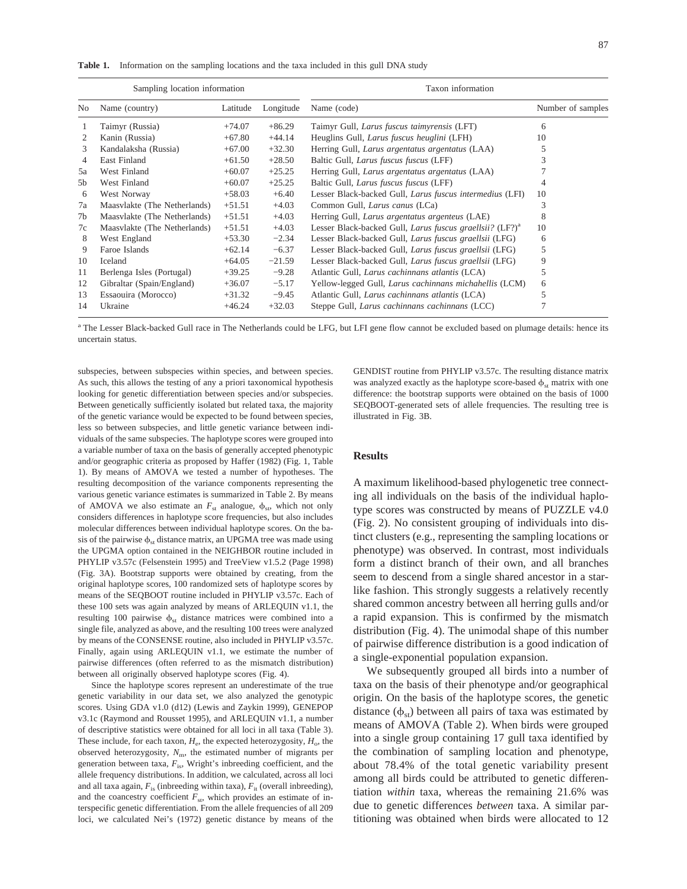**Table 1.** Information on the sampling locations and the taxa included in this gull DNA study

| Sampling location information | | | | Taxon information | |
|---|---|---|---|---|---|
| No | Name (country) | Latitude | Longitude | Name (code) | Number of samples |
| 1 | Taimyr (Russia) | +74.07 | +86.29 | Taimyr Gull, *Larus fuscus taimyrensis* (LFT) | 6 |
| 2 | Kanin (Russia) | +67.80 | +44.14 | Heuglins Gull, *Larus fuscus heuglini* (LFH) | 10 |
| 3 | Kandalaksha (Russia) | +67.00 | +32.30 | Herring Gull, *Larus argentatus argentatus* (LAA) | 5 |
| 4 | East Finland | +61.50 | +28.50 | Baltic Gull, *Larus fuscus fuscus* (LFF) | 3 |
| 5a | West Finland | +60.07 | +25.25 | Herring Gull, *Larus argentatus argentatus* (LAA) | 7 |
| 5b | West Finland | +60.07 | +25.25 | Baltic Gull, *Larus fuscus fuscus* (LFF) | 4 |
| 6 | West Norway | +58.03 | +6.40 | Lesser Black-backed Gull, *Larus fuscus intermedius* (LFI) | 10 |
| 7a | Maasvlakte (The Netherlands) | +51.51 | +4.03 | Common Gull, *Larus canus* (LCa) | 3 |
| 7b | Maasvlakte (The Netherlands) | +51.51 | +4.03 | Herring Gull, *Larus argentatus argenteus* (LAE) | 8 |
| 7c | Maasvlakte (The Netherlands) | +51.51 | +4.03 | Lesser Black-backed Gull, *Larus fuscus graellsii?* (LF?)[a] | 10 |
| 8 | West England | +53.30 | −2.34 | Lesser Black-backed Gull, *Larus fuscus graellsii* (LFG) | 6 |
| 9 | Faroe Islands | +62.14 | −6.37 | Lesser Black-backed Gull, *Larus fuscus graellsii* (LFG) | 5 |
| 10 | Iceland | +64.05 | −21.59 | Lesser Black-backed Gull, *Larus fuscus graellsii* (LFG) | 9 |
| 11 | Berlenga Isles (Portugal) | +39.25 | −9.28 | Atlantic Gull, *Larus cachinnans atlantis* (LCA) | 5 |
| 12 | Gibraltar (Spain/England) | +36.07 | −5.17 | Yellow-legged Gull, *Larus cachinnans michahellis* (LCM) | 6 |
| 13 | Essaouira (Morocco) | +31.32 | −9.45 | Atlantic Gull, *Larus cachinnans atlantis* (LCA) | 5 |
| 14 | Ukraine | +46.24 | +32.03 | Steppe Gull, *Larus cachinnans cachinnans* (LCC) | 7 |

[a] The Lesser Black-backed Gull race in The Netherlands could be LFG, but LFI gene flow cannot be excluded based on plumage details: hence its uncertain status.

subspecies, between subspecies within species, and between species. As such, this allows the testing of any a priori taxonomical hypothesis looking for genetic differentiation between species and/or subspecies. Between genetically sufficiently isolated but related taxa, the majority of the genetic variance would be expected to be found between species, less so between subspecies, and little genetic variance between individuals of the same subspecies. The haplotype scores were grouped into a variable number of taxa on the basis of generally accepted phenotypic and/or geographic criteria as proposed by Haffer (1982) (Fig. 1, Table 1). By means of AMOVA we tested a number of hypotheses. The resulting decomposition of the variance components representing the various genetic variance estimates is summarized in Table 2. By means of AMOVA we also estimate an $F_{st}$ analogue, $\phi_{st}$, which not only considers differences in haplotype score frequencies, but also includes molecular differences between individual haplotype scores. On the basis of the pairwise $\phi_{st}$ distance matrix, an UPGMA tree was made using the UPGMA option contained in the NEIGHBOR routine included in PHYLIP v3.57c (Felsenstein 1995) and TreeView v1.5.2 (Page 1998) (Fig. 3A). Bootstrap supports were obtained by creating, from the original haplotype scores, 100 randomized sets of haplotype scores by means of the SEQBOOT routine included in PHYLIP v3.57c. Each of these 100 sets was again analyzed by means of ARLEQUIN v1.1, the resulting 100 pairwise $\phi_{st}$ distance matrices were combined into a single file, analyzed as above, and the resulting 100 trees were analyzed by means of the CONSENSE routine, also included in PHYLIP v3.57c. Finally, again using ARLEQUIN v1.1, we estimate the number of pairwise differences (often referred to as the mismatch distribution) between all originally observed haplotype scores (Fig. 4).

Since the haplotype scores represent an underestimate of the true genetic variability in our data set, we also analyzed the genotypic scores. Using GDA v1.0 (d12) (Lewis and Zaykin 1999), GENEPOP v3.1c (Raymond and Rousset 1995), and ARLEQUIN v1.1, a number of descriptive statistics were obtained for all loci in all taxa (Table 3). These include, for each taxon, $H_e$, the expected heterozygosity, $H_o$, the observed heterozygosity, $N_m$, the estimated number of migrants per generation between taxa, $F_{is}$, Wright's inbreeding coefficient, and the allele frequency distributions. In addition, we calculated, across all loci and all taxa again, $F_{is}$ (inbreeding within taxa), $F_{it}$ (overall inbreeding), and the coancestry coefficient $F_{st}$, which provides an estimate of interspecific genetic differentiation. From the allele frequencies of all 209 loci, we calculated Nei's (1972) genetic distance by means of the GENDIST routine from PHYLIP v3.57c. The resulting distance matrix was analyzed exactly as the haplotype score-based $\phi_{st}$ matrix with one difference: the bootstrap supports were obtained on the basis of 1000 SEQBOOT-generated sets of allele frequencies. The resulting tree is illustrated in Fig. 3B.

## Results

A maximum likelihood-based phylogenetic tree connecting all individuals on the basis of the individual haplotype scores was constructed by means of PUZZLE v4.0 (Fig. 2). No consistent grouping of individuals into distinct clusters (e.g., representing the sampling locations or phenotype) was observed. In contrast, most individuals form a distinct branch of their own, and all branches seem to descend from a single shared ancestor in a star-like fashion. This strongly suggests a relatively recently shared common ancestry between all herring gulls and/or a rapid expansion. This is confirmed by the mismatch distribution (Fig. 4). The unimodal shape of this number of pairwise difference distribution is a good indication of a single-exponential population expansion.

We subsequently grouped all birds into a number of taxa on the basis of their phenotype and/or geographical origin. On the basis of the haplotype scores, the genetic distance ($\phi_{st}$) between all pairs of taxa was estimated by means of AMOVA (Table 2). When birds were grouped into a single group containing 17 gull taxa identified by the combination of sampling location and phenotype, about 78.4% of the total genetic variability present among all birds could be attributed to genetic differentiation *within* taxa, whereas the remaining 21.6% was due to genetic differences *between* taxa. A similar partitioning was obtained when birds were allocated to 12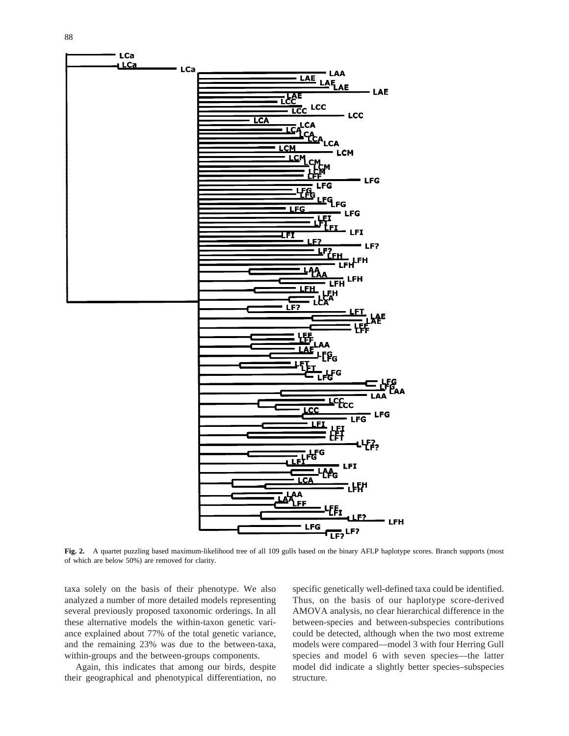**Fig. 2.** A quartet puzzling based maximum-likelihood tree of all 109 gulls based on the binary AFLP haplotype scores. Branch supports (most of which are below 50%) are removed for clarity.

taxa solely on the basis of their phenotype. We also analyzed a number of more detailed models representing several previously proposed taxonomic orderings. In all these alternative models the within-taxon genetic variance explained about 77% of the total genetic variance, and the remaining 23% was due to the between-taxa, within-groups and the between-groups components.

Again, this indicates that among our birds, despite their geographical and phenotypical differentiation, no specific genetically well-defined taxa could be identified. Thus, on the basis of our haplotype score-derived AMOVA analysis, no clear hierarchical difference in the between-species and between-subspecies contributions could be detected, although when the two most extreme models were compared—model 3 with four Herring Gull species and model 6 with seven species—the latter model did indicate a slightly better species–subspecies structure.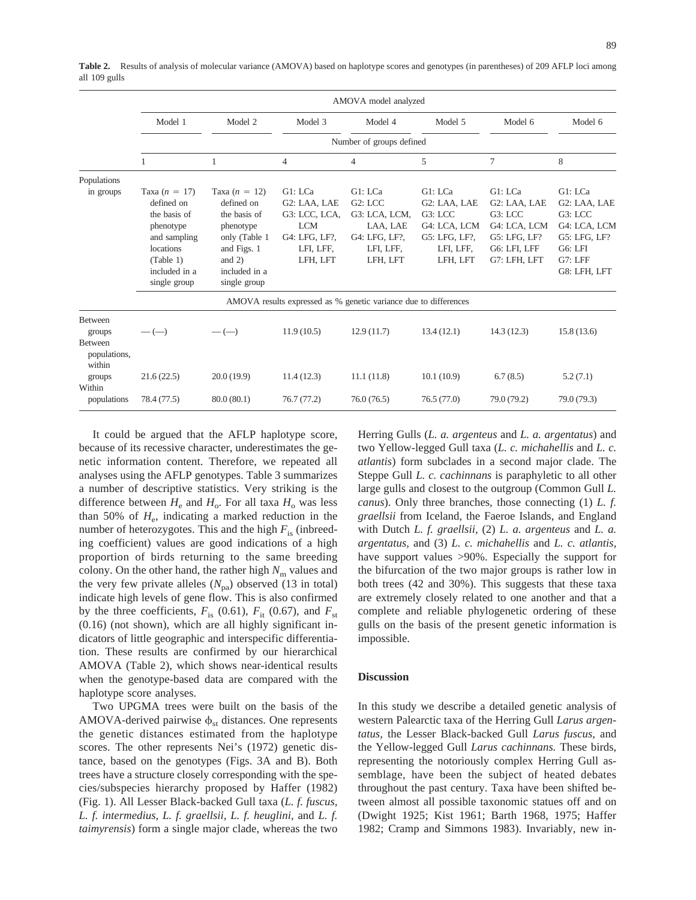**Table 2.** Results of analysis of molecular variance (AMOVA) based on haplotype scores and genotypes (in parentheses) of 209 AFLP loci among all 109 gulls

| | AMOVA model analyzed | | | | | | |
|---|---|---|---|---|---|---|---|
| | Model 1 | Model 2 | Model 3 | Model 4 | Model 5 | Model 6 | Model 6 |
| | Number of groups defined | | | | | | |
| | 1 | 1 | 4 | 4 | 5 | 7 | 8 |
| Populations in groups | Taxa ($n$ = 17) defined on the basis of phenotype and sampling locations (Table 1) included in a single group | Taxa ($n$ = 12) defined on the basis of phenotype only (Table 1 and Figs. 1 and 2) included in a single group | G1: LCa G2: LAA, LAE G3: LCC, LCA, LCM G4: LFG, LF?, LFI, LFF, LFH, LFT | G1: LCa G2: LCC G3: LCA, LCM, LAA, LAE G4: LFG, LF?, LFI, LFF, LFH, LFT | G1: LCa G2: LAA, LAE G3: LCC G4: LCA, LCM G5: LFG, LF?, LFI, LFF, LFH, LFT | G1: LCa G2: LAA, LAE G3: LCC G4: LCA, LCM G5: LFG, LF? G6: LFI, LFF G7: LFH, LFT | G1: LCa G2: LAA, LAE G3: LCC G4: LCA, LCM G5: LFG, LF? G6: LFI G7: LFF G8: LFH, LFT |
| | AMOVA results expressed as % genetic variance due to differences | | | | | | |
| Between groups | — (—) | — (—) | 11.9 (10.5) | 12.9 (11.7) | 13.4 (12.1) | 14.3 (12.3) | 15.8 (13.6) |
| Between populations, within groups | 21.6 (22.5) | 20.0 (19.9) | 11.4 (12.3) | 11.1 (11.8) | 10.1 (10.9) | 6.7 (8.5) | 5.2 (7.1) |
| Within populations | 78.4 (77.5) | 80.0 (80.1) | 76.7 (77.2) | 76.0 (76.5) | 76.5 (77.0) | 79.0 (79.2) | 79.0 (79.3) |

It could be argued that the AFLP haplotype score, because of its recessive character, underestimates the genetic information content. Therefore, we repeated all analyses using the AFLP genotypes. Table 3 summarizes a number of descriptive statistics. Very striking is the difference between $H_e$ and $H_o$. For all taxa $H_o$ was less than 50% of $H_e$, indicating a marked reduction in the number of heterozygotes. This and the high $F_{is}$ (inbreeding coefficient) values are good indications of a high proportion of birds returning to the same breeding colony. On the other hand, the rather high $N_m$ values and the very few private alleles ($N_{pa}$) observed (13 in total) indicate high levels of gene flow. This is also confirmed by the three coefficients, $F_{is}$ (0.61), $F_{it}$ (0.67), and $F_{st}$ (0.16) (not shown), which are all highly significant indicators of little geographic and interspecific differentiation. These results are confirmed by our hierarchical AMOVA (Table 2), which shows near-identical results when the genotype-based data are compared with the haplotype score analyses.

Two UPGMA trees were built on the basis of the AMOVA-derived pairwise $\phi_{st}$ distances. One represents the genetic distances estimated from the haplotype scores. The other represents Nei's (1972) genetic distance, based on the genotypes (Figs. 3A and B). Both trees have a structure closely corresponding with the species/subspecies hierarchy proposed by Haffer (1982) (Fig. 1). All Lesser Black-backed Gull taxa (*L. f. fuscus, L. f. intermedius, L. f. graellsii, L. f. heuglini,* and *L. f. taimyrensis*) form a single major clade, whereas the two Herring Gulls (*L. a. argenteus* and *L. a. argentatus*) and two Yellow-legged Gull taxa (*L. c. michahellis* and *L. c. atlantis*) form subclades in a second major clade. The Steppe Gull *L. c. cachinnans* is paraphyletic to all other large gulls and closest to the outgroup (Common Gull *L. canus*). Only three branches, those connecting (1) *L. f. graellsii* from Iceland, the Faeroe Islands, and England with Dutch *L. f. graellsii,* (2) *L. a. argenteus* and *L. a. argentatus,* and (3) *L. c. michahellis* and *L. c. atlantis,* have support values >90%. Especially the support for the bifurcation of the two major groups is rather low in both trees (42 and 30%). This suggests that these taxa are extremely closely related to one another and that a complete and reliable phylogenetic ordering of these gulls on the basis of the present genetic information is impossible.

## Discussion

In this study we describe a detailed genetic analysis of western Palearctic taxa of the Herring Gull *Larus argentatus,* the Lesser Black-backed Gull *Larus fuscus,* and the Yellow-legged Gull *Larus cachinnans.* These birds, representing the notoriously complex Herring Gull assemblage, have been the subject of heated debates throughout the past century. Taxa have been shifted between almost all possible taxonomic statues off and on (Dwight 1925; Kist 1961; Barth 1968, 1975; Haffer 1982; Cramp and Simmons 1983). Invariably, new in-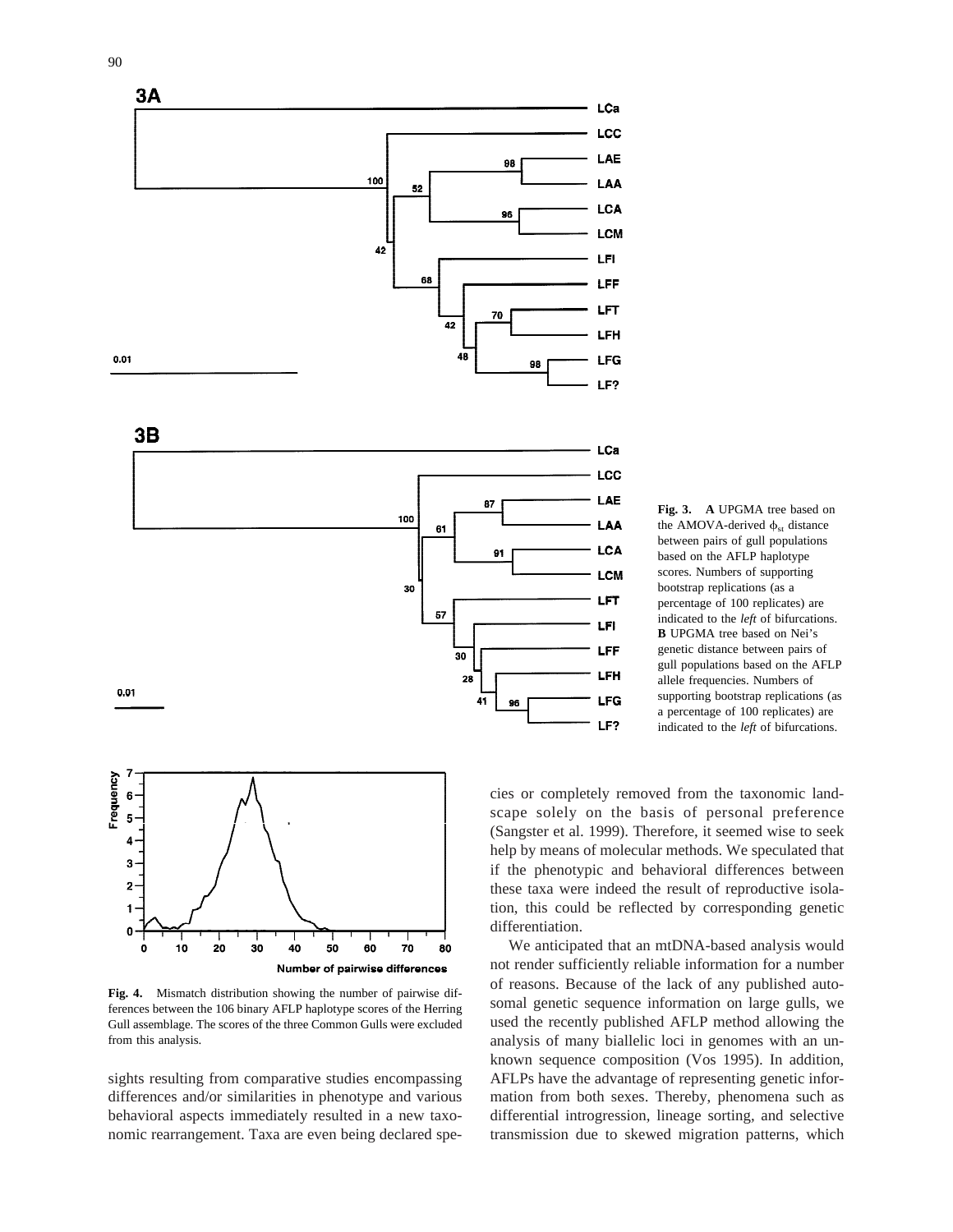**Fig. 3.** **A** UPGMA tree based on the AMOVA-derived $\phi_{st}$ distance between pairs of gull populations based on the AFLP haplotype scores. Numbers of supporting bootstrap replications (as a percentage of 100 replicates) are indicated to the *left* of bifurcations. **B** UPGMA tree based on Nei's genetic distance between pairs of gull populations based on the AFLP allele frequencies. Numbers of supporting bootstrap replications (as a percentage of 100 replicates) are indicated to the *left* of bifurcations.

**Fig. 4.** Mismatch distribution showing the number of pairwise differences between the 106 binary AFLP haplotype scores of the Herring Gull assemblage. The scores of the three Common Gulls were excluded from this analysis.

sights resulting from comparative studies encompassing differences and/or similarities in phenotype and various behavioral aspects immediately resulted in a new taxonomic rearrangement. Taxa are even being declared species or completely removed from the taxonomic landscape solely on the basis of personal preference (Sangster et al. 1999). Therefore, it seemed wise to seek help by means of molecular methods. We speculated that if the phenotypic and behavioral differences between these taxa were indeed the result of reproductive isolation, this could be reflected by corresponding genetic differentiation.

We anticipated that an mtDNA-based analysis would not render sufficiently reliable information for a number of reasons. Because of the lack of any published autosomal genetic sequence information on large gulls, we used the recently published AFLP method allowing the analysis of many biallelic loci in genomes with an unknown sequence composition (Vos 1995). In addition, AFLPs have the advantage of representing genetic information from both sexes. Thereby, phenomena such as differential introgression, lineage sorting, and selective transmission due to skewed migration patterns, which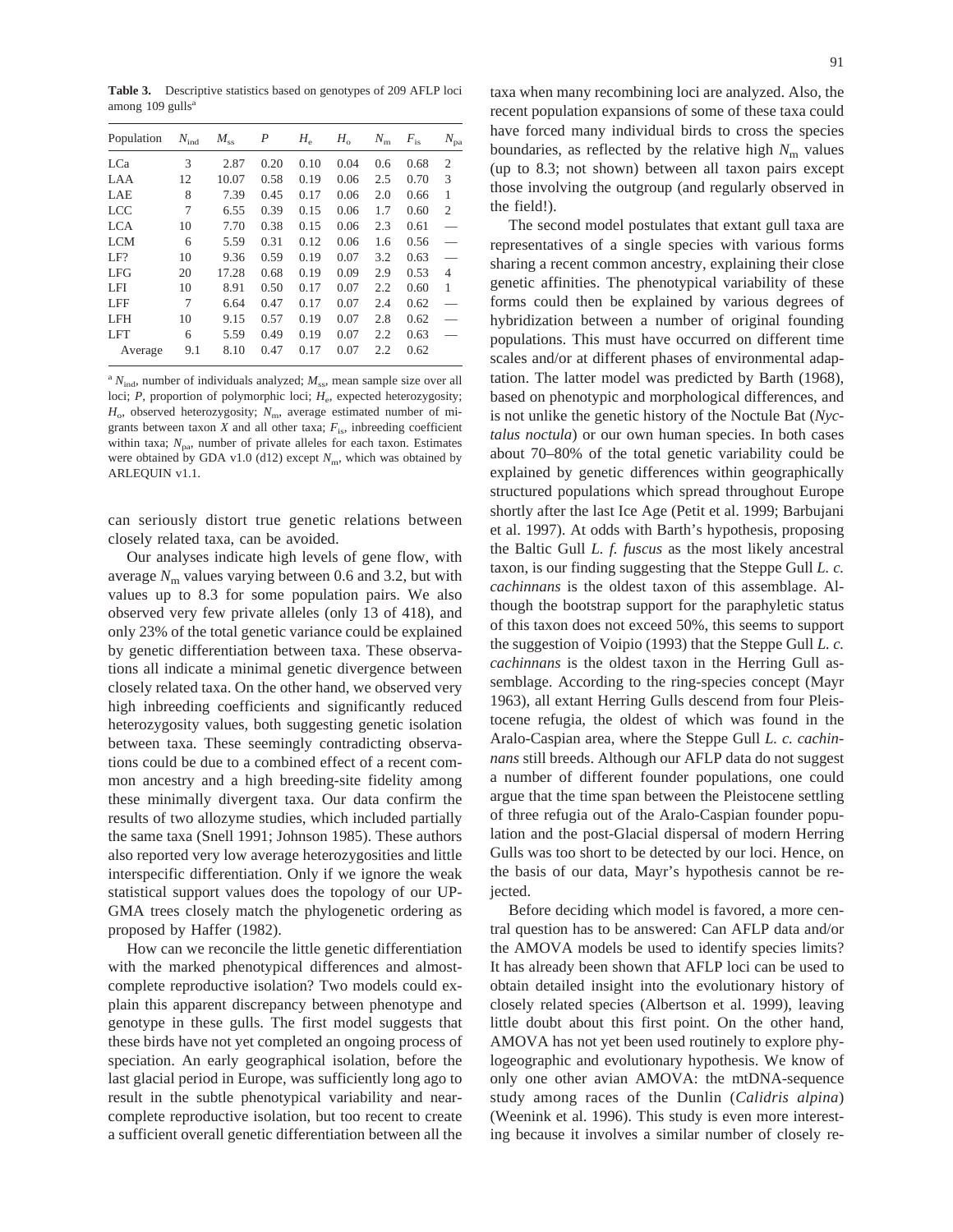**Table 3.** Descriptive statistics based on genotypes of 209 AFLP loci among 109 gulls[a]

| Population | $N_{ind}$ | $M_{ss}$ | $P$ | $H_e$ | $H_o$ | $N_m$ | $F_{is}$ | $N_{pa}$ |
|---|---|---|---|---|---|---|---|---|
| LCa | 3 | 2.87 | 0.20 | 0.10 | 0.04 | 0.6 | 0.68 | 2 |
| LAA | 12 | 10.07 | 0.58 | 0.19 | 0.06 | 2.5 | 0.70 | 3 |
| LAE | 8 | 7.39 | 0.45 | 0.17 | 0.06 | 2.0 | 0.66 | 1 |
| LCC | 7 | 6.55 | 0.39 | 0.15 | 0.06 | 1.7 | 0.60 | 2 |
| LCA | 10 | 7.70 | 0.38 | 0.15 | 0.06 | 2.3 | 0.61 | — |
| LCM | 6 | 5.59 | 0.31 | 0.12 | 0.06 | 1.6 | 0.56 | — |
| LF? | 10 | 9.36 | 0.59 | 0.19 | 0.07 | 3.2 | 0.63 | — |
| LFG | 20 | 17.28 | 0.68 | 0.19 | 0.09 | 2.9 | 0.53 | 4 |
| LFI | 10 | 8.91 | 0.50 | 0.17 | 0.07 | 2.2 | 0.60 | 1 |
| LFF | 7 | 6.64 | 0.47 | 0.17 | 0.07 | 2.4 | 0.62 | — |
| LFH | 10 | 9.15 | 0.57 | 0.19 | 0.07 | 2.8 | 0.62 | — |
| LFT | 6 | 5.59 | 0.49 | 0.19 | 0.07 | 2.2 | 0.63 | — |
| Average | 9.1 | 8.10 | 0.47 | 0.17 | 0.07 | 2.2 | 0.62 | |

[a] $N_{ind}$, number of individuals analyzed; $M_{ss}$, mean sample size over all loci; $P$, proportion of polymorphic loci; $H_e$, expected heterozygosity; $H_o$, observed heterozygosity; $N_m$, average estimated number of migrants between taxon $X$ and all other taxa; $F_{is}$, inbreeding coefficient within taxa; $N_{pa}$, number of private alleles for each taxon. Estimates were obtained by GDA v1.0 (d12) except $N_m$, which was obtained by ARLEQUIN v1.1.

can seriously distort true genetic relations between closely related taxa, can be avoided.

Our analyses indicate high levels of gene flow, with average $N_m$ values varying between 0.6 and 3.2, but with values up to 8.3 for some population pairs. We also observed very few private alleles (only 13 of 418), and only 23% of the total genetic variance could be explained by genetic differentiation between taxa. These observations all indicate a minimal genetic divergence between closely related taxa. On the other hand, we observed very high inbreeding coefficients and significantly reduced heterozygosity values, both suggesting genetic isolation between taxa. These seemingly contradicting observations could be due to a combined effect of a recent common ancestry and a high breeding-site fidelity among these minimally divergent taxa. Our data confirm the results of two allozyme studies, which included partially the same taxa (Snell 1991; Johnson 1985). These authors also reported very low average heterozygosities and little interspecific differentiation. Only if we ignore the weak statistical support values does the topology of our UPGMA trees closely match the phylogenetic ordering as proposed by Haffer (1982).

How can we reconcile the little genetic differentiation with the marked phenotypical differences and almost-complete reproductive isolation? Two models could explain this apparent discrepancy between phenotype and genotype in these gulls. The first model suggests that these birds have not yet completed an ongoing process of speciation. An early geographical isolation, before the last glacial period in Europe, was sufficiently long ago to result in the subtle phenotypical variability and near-complete reproductive isolation, but too recent to create a sufficient overall genetic differentiation between all the taxa when many recombining loci are analyzed. Also, the recent population expansions of some of these taxa could have forced many individual birds to cross the species boundaries, as reflected by the relative high $N_m$ values (up to 8.3; not shown) between all taxon pairs except those involving the outgroup (and regularly observed in the field!).

The second model postulates that extant gull taxa are representatives of a single species with various forms sharing a recent common ancestry, explaining their close genetic affinities. The phenotypical variability of these forms could then be explained by various degrees of hybridization between a number of original founding populations. This must have occurred on different time scales and/or at different phases of environmental adaptation. The latter model was predicted by Barth (1968), based on phenotypic and morphological differences, and is not unlike the genetic history of the Noctule Bat (*Nyctalus noctula*) or our own human species. In both cases about 70–80% of the total genetic variability could be explained by genetic differences within geographically structured populations which spread throughout Europe shortly after the last Ice Age (Petit et al. 1999; Barbujani et al. 1997). At odds with Barth's hypothesis, proposing the Baltic Gull *L. f. fuscus* as the most likely ancestral taxon, is our finding suggesting that the Steppe Gull *L. c. cachinnans* is the oldest taxon of this assemblage. Although the bootstrap support for the paraphyletic status of this taxon does not exceed 50%, this seems to support the suggestion of Voipio (1993) that the Steppe Gull *L. c. cachinnans* is the oldest taxon in the Herring Gull assemblage. According to the ring-species concept (Mayr 1963), all extant Herring Gulls descend from four Pleistocene refugia, the oldest of which was found in the Aralo-Caspian area, where the Steppe Gull *L. c. cachinnans* still breeds. Although our AFLP data do not suggest a number of different founder populations, one could argue that the time span between the Pleistocene settling of three refugia out of the Aralo-Caspian founder population and the post-Glacial dispersal of modern Herring Gulls was too short to be detected by our loci. Hence, on the basis of our data, Mayr's hypothesis cannot be rejected.

Before deciding which model is favored, a more central question has to be answered: Can AFLP data and/or the AMOVA models be used to identify species limits? It has already been shown that AFLP loci can be used to obtain detailed insight into the evolutionary history of closely related species (Albertson et al. 1999), leaving little doubt about this first point. On the other hand, AMOVA has not yet been used routinely to explore phylogeographic and evolutionary hypothesis. We know of only one other avian AMOVA: the mtDNA-sequence study among races of the Dunlin (*Calidris alpina*) (Weenink et al. 1996). This study is even more interesting because it involves a similar number of closely re-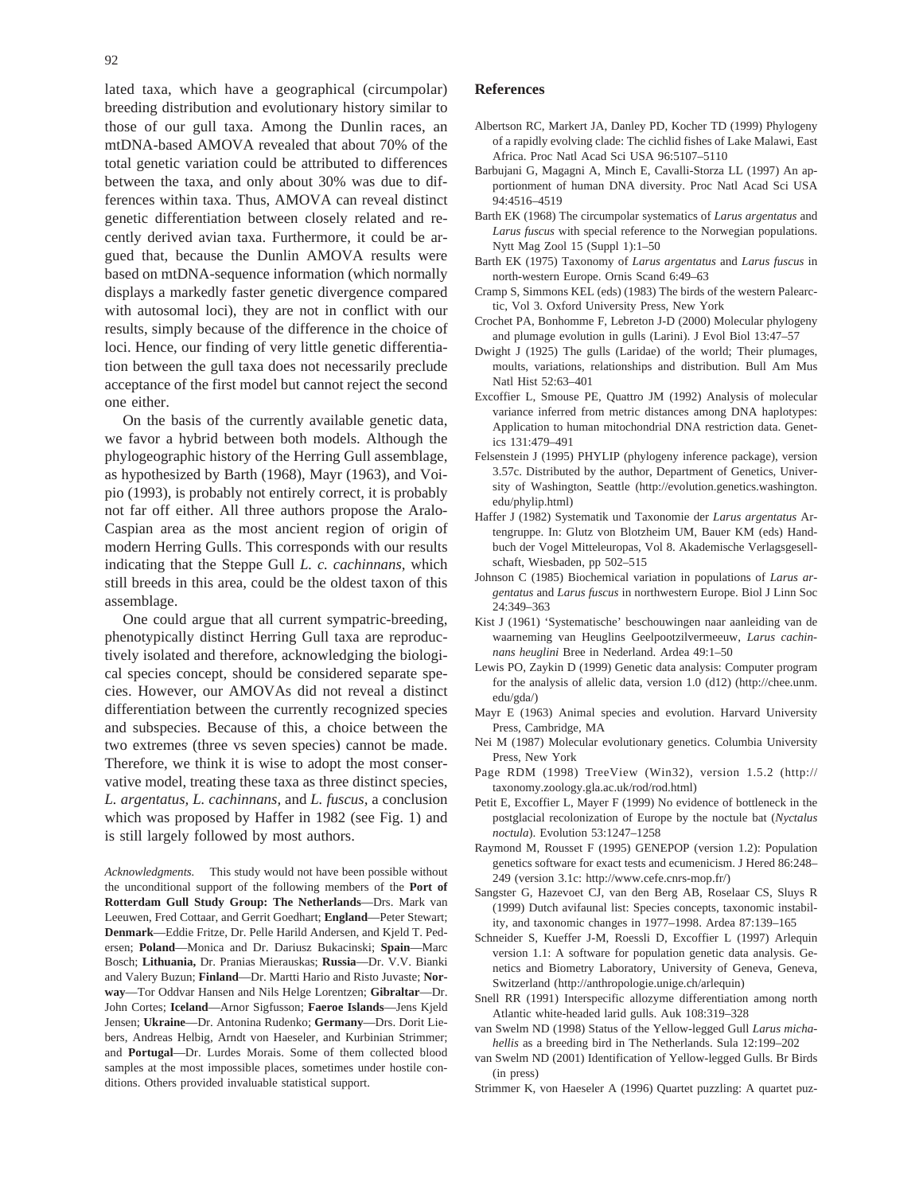lated taxa, which have a geographical (circumpolar) breeding distribution and evolutionary history similar to those of our gull taxa. Among the Dunlin races, an mtDNA-based AMOVA revealed that about 70% of the total genetic variation could be attributed to differences between the taxa, and only about 30% was due to differences within taxa. Thus, AMOVA can reveal distinct genetic differentiation between closely related and recently derived avian taxa. Furthermore, it could be argued that, because the Dunlin AMOVA results were based on mtDNA-sequence information (which normally displays a markedly faster genetic divergence compared with autosomal loci), they are not in conflict with our results, simply because of the difference in the choice of loci. Hence, our finding of very little genetic differentiation between the gull taxa does not necessarily preclude acceptance of the first model but cannot reject the second one either.

On the basis of the currently available genetic data, we favor a hybrid between both models. Although the phylogeographic history of the Herring Gull assemblage, as hypothesized by Barth (1968), Mayr (1963), and Voipio (1993), is probably not entirely correct, it is probably not far off either. All three authors propose the Aralo-Caspian area as the most ancient region of origin of modern Herring Gulls. This corresponds with our results indicating that the Steppe Gull *L. c. cachinnans*, which still breeds in this area, could be the oldest taxon of this assemblage.

One could argue that all current sympatric-breeding, phenotypically distinct Herring Gull taxa are reproductively isolated and therefore, acknowledging the biological species concept, should be considered separate species. However, our AMOVAs did not reveal a distinct differentiation between the currently recognized species and subspecies. Because of this, a choice between the two extremes (three vs seven species) cannot be made. Therefore, we think it is wise to adopt the most conservative model, treating these taxa as three distinct species, *L. argentatus*, *L. cachinnans*, and *L. fuscus*, a conclusion which was proposed by Haffer in 1982 (see Fig. 1) and is still largely followed by most authors.

*Acknowledgments.* This study would not have been possible without the unconditional support of the following members of the **Port of Rotterdam Gull Study Group: The Netherlands**—Drs. Mark van Leeuwen, Fred Cottaar, and Gerrit Goedhart; **England**—Peter Stewart; **Denmark**—Eddie Fritze, Dr. Pelle Harild Andersen, and Kjeld T. Pedersen; **Poland**—Monica and Dr. Dariusz Bukacinski; **Spain**—Marc Bosch; **Lithuania,** Dr. Pranias Mierauskas; **Russia**—Dr. V.V. Bianki and Valery Buzun; **Finland**—Dr. Martti Hario and Risto Juvaste; **Norway**—Tor Oddvar Hansen and Nils Helge Lorentzen; **Gibraltar**—Dr. John Cortes; **Iceland**—Arnor Sigfusson; **Faeroe Islands**—Jens Kjeld Jensen; **Ukraine**—Dr. Antonina Rudenko; **Germany**—Drs. Dorit Liebers, Andreas Helbig, Arndt von Haeseler, and Kurbinian Strimmer; and **Portugal**—Dr. Lurdes Morais. Some of them collected blood samples at the most impossible places, sometimes under hostile conditions. Others provided invaluable statistical support.

## References

Albertson RC, Markert JA, Danley PD, Kocher TD (1999) Phylogeny of a rapidly evolving clade: The cichlid fishes of Lake Malawi, East Africa. Proc Natl Acad Sci USA 96:5107–5110

Barbujani G, Magagni A, Minch E, Cavalli-Storza LL (1997) An apportionment of human DNA diversity. Proc Natl Acad Sci USA 94:4516–4519

Barth EK (1968) The circumpolar systematics of *Larus argentatus* and *Larus fuscus* with special reference to the Norwegian populations. Nytt Mag Zool 15 (Suppl 1):1–50

Barth EK (1975) Taxonomy of *Larus argentatus* and *Larus fuscus* in north-western Europe. Ornis Scand 6:49–63

Cramp S, Simmons KEL (eds) (1983) The birds of the western Palearctic, Vol 3. Oxford University Press, New York

Crochet PA, Bonhomme F, Lebreton J-D (2000) Molecular phylogeny and plumage evolution in gulls (Larini). J Evol Biol 13:47–57

Dwight J (1925) The gulls (Laridae) of the world; Their plumages, moults, variations, relationships and distribution. Bull Am Mus Natl Hist 52:63–401

Excoffier L, Smouse PE, Quattro JM (1992) Analysis of molecular variance inferred from metric distances among DNA haplotypes: Application to human mitochondrial DNA restriction data. Genetics 131:479–491

Felsenstein J (1995) PHYLIP (phylogeny inference package), version 3.57c. Distributed by the author, Department of Genetics, University of Washington, Seattle (http://evolution.genetics.washington.edu/phylip.html)

Haffer J (1982) Systematik und Taxonomie der *Larus argentatus* Artengruppe. In: Glutz von Blotzheim UM, Bauer KM (eds) Handbuch der Vogel Mitteleuropas, Vol 8. Akademische Verlagsgesellschaft, Wiesbaden, pp 502–515

Johnson C (1985) Biochemical variation in populations of *Larus argentatus* and *Larus fuscus* in northwestern Europe. Biol J Linn Soc 24:349–363

Kist J (1961) 'Systematische' beschouwingen naar aanleiding van de waarneming van Heuglins Geelpootzilvermeeuw, *Larus cachinnans heuglini* Bree in Nederland. Ardea 49:1–50

Lewis PO, Zaykin D (1999) Genetic data analysis: Computer program for the analysis of allelic data, version 1.0 (d12) (http://chee.unm.edu/gda/)

Mayr E (1963) Animal species and evolution. Harvard University Press, Cambridge, MA

Nei M (1987) Molecular evolutionary genetics. Columbia University Press, New York

Page RDM (1998) TreeView (Win32), version 1.5.2 (http://taxonomy.zoology.gla.ac.uk/rod/rod.html)

Petit E, Excoffier L, Mayer F (1999) No evidence of bottleneck in the postglacial recolonization of Europe by the noctule bat (*Nyctalus noctula*). Evolution 53:1247–1258

Raymond M, Rousset F (1995) GENEPOP (version 1.2): Population genetics software for exact tests and ecumenicism. J Hered 86:248–249 (version 3.1c: http://www.cefe.cnrs-mop.fr/)

Sangster G, Hazevoet CJ, van den Berg AB, Roselaar CS, Sluys R (1999) Dutch avifaunal list: Species concepts, taxonomic instability, and taxonomic changes in 1977–1998. Ardea 87:139–165

Schneider S, Kueffer J-M, Roessli D, Excoffier L (1997) Arlequin version 1.1: A software for population genetic data analysis. Genetics and Biometry Laboratory, University of Geneva, Geneva, Switzerland (http://anthropologie.unige.ch/arlequin)

Snell RR (1991) Interspecific allozyme differentiation among north Atlantic white-headed larid gulls. Auk 108:319–328

van Swelm ND (1998) Status of the Yellow-legged Gull *Larus michahellis* as a breeding bird in The Netherlands. Sula 12:199–202

van Swelm ND (2001) Identification of Yellow-legged Gulls. Br Birds (in press)

Strimmer K, von Haeseler A (1996) Quartet puzzling: A quartet puz-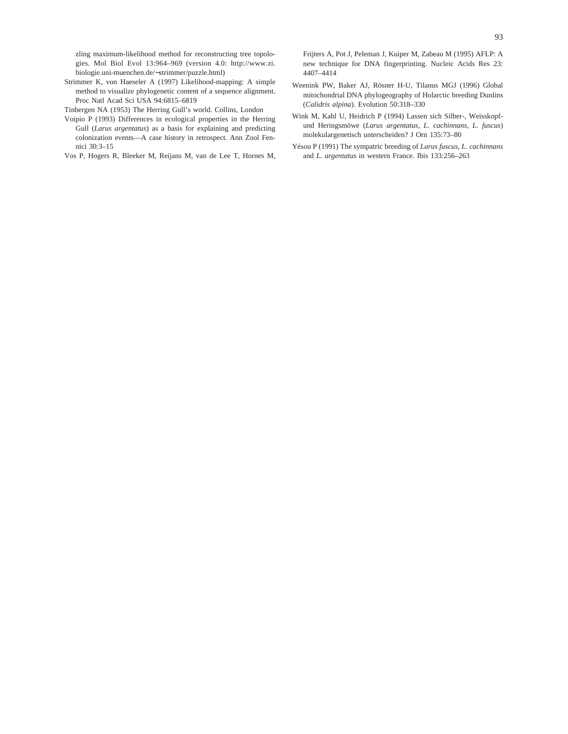zling maximum-likelihood method for reconstructing tree topologies. Mol Biol Evol 13:964–969 (version 4.0: http://www.zi.biologie.uni-muenchen.de/~strimmer/puzzle.html)

Strimmer K, von Haeseler A (1997) Likelihood-mapping: A simple method to visualize phylogenetic content of a sequence alignment. Proc Natl Acad Sci USA 94:6815–6819

Tinbergen NA (1953) The Herring Gull's world. Collins, London

Voipio P (1993) Differences in ecological properties in the Herring Gull (*Larus argentatus*) as a basis for explaining and predicting colonization events—A case history in retrospect. Ann Zool Fennici 30:3–15

Vos P, Hogers R, Bleeker M, Reijans M, van de Lee T, Hornes M, Frijters A, Pot J, Peleman J, Kuiper M, Zabeau M (1995) AFLP: A new technique for DNA fingerprinting. Nucleic Acids Res 23: 4407–4414

Weenink PW, Baker AJ, Rösner H-U, Tilanus MGJ (1996) Global mitochondrial DNA phylogeography of Holarctic breeding Dunlins (*Calidris alpina*). Evolution 50:318–330

Wink M, Kahl U, Heidrich P (1994) Lassen sich Silber-, Weisskopf- und Heringsmöwe (*Larus argentatus*, *L. cachinnans*, *L. fuscus*) molekulargenetisch unterscheiden? J Orn 135:73–80

Yésou P (1991) The sympatric breeding of *Larus fuscus*, *L. cachinnans* and *L. argentatus* in western France. Ibis 133:256–263